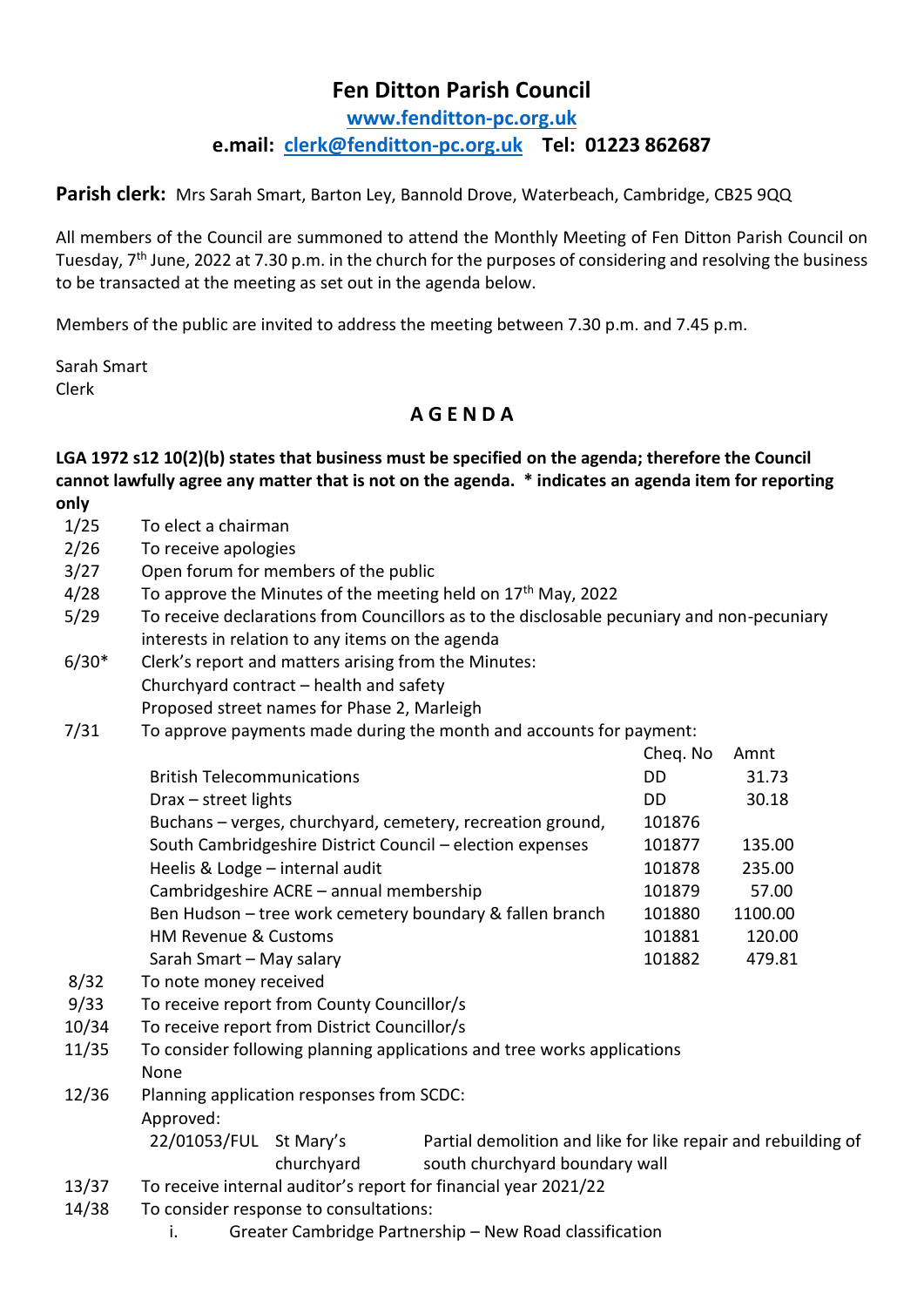# Fen Ditton Parish Council

**www.fenditton-pc.org.uk**

**e.mail: clerk@fenditton-pc.org.uk Tel: 01223 862687**

**Parish clerk:** Mrs Sarah Smart, Barton Ley, Bannold Drove, Waterbeach, Cambridge, CB25 9QQ

All members of the Council are summoned to attend the Monthly Meeting of Fen Ditton Parish Council on Tuesday, 7th June, 2022 at 7.30 p.m. in the church for the purposes of considering and resolving the business to be transacted at the meeting as set out in the agenda below.

Members of the public are invited to address the meeting between 7.30 p.m. and 7.45 p.m.

Sarah Smart
Clerk

## A G E N D A

**LGA 1972 s12 10(2)(b) states that business must be specified on the agenda; therefore the Council cannot lawfully agree any matter that is not on the agenda. \* indicates an agenda item for reporting only**

1/25 To elect a chairman

2/26 To receive apologies

3/27 Open forum for members of the public

4/28 To approve the Minutes of the meeting held on 17th May, 2022

5/29 To receive declarations from Councillors as to the disclosable pecuniary and non-pecuniary interests in relation to any items on the agenda

6/30* Clerk's report and matters arising from the Minutes:
Churchyard contract – health and safety
Proposed street names for Phase 2, Marleigh

7/31 To approve payments made during the month and accounts for payment:

| | Cheq. No | Amnt |
|---|---|---|
| British Telecommunications | DD | 31.73 |
| Drax – street lights | DD | 30.18 |
| Buchans – verges, churchyard, cemetery, recreation ground, | 101876 | |
| South Cambridgeshire District Council – election expenses | 101877 | 135.00 |
| Heelis & Lodge – internal audit | 101878 | 235.00 |
| Cambridgeshire ACRE – annual membership | 101879 | 57.00 |
| Ben Hudson – tree work cemetery boundary & fallen branch | 101880 | 1100.00 |
| HM Revenue & Customs | 101881 | 120.00 |
| Sarah Smart – May salary | 101882 | 479.81 |

8/32 To note money received

9/33 To receive report from County Councillor/s

10/34 To receive report from District Councillor/s

11/35 To consider following planning applications and tree works applications
None

12/36 Planning application responses from SCDC:
Approved:

| | | |
|---|---|---|
| 22/01053/FUL | St Mary's churchyard | Partial demolition and like for like repair and rebuilding of south churchyard boundary wall |

13/37 To receive internal auditor's report for financial year 2021/22

14/38 To consider response to consultations:

i. Greater Cambridge Partnership – New Road classification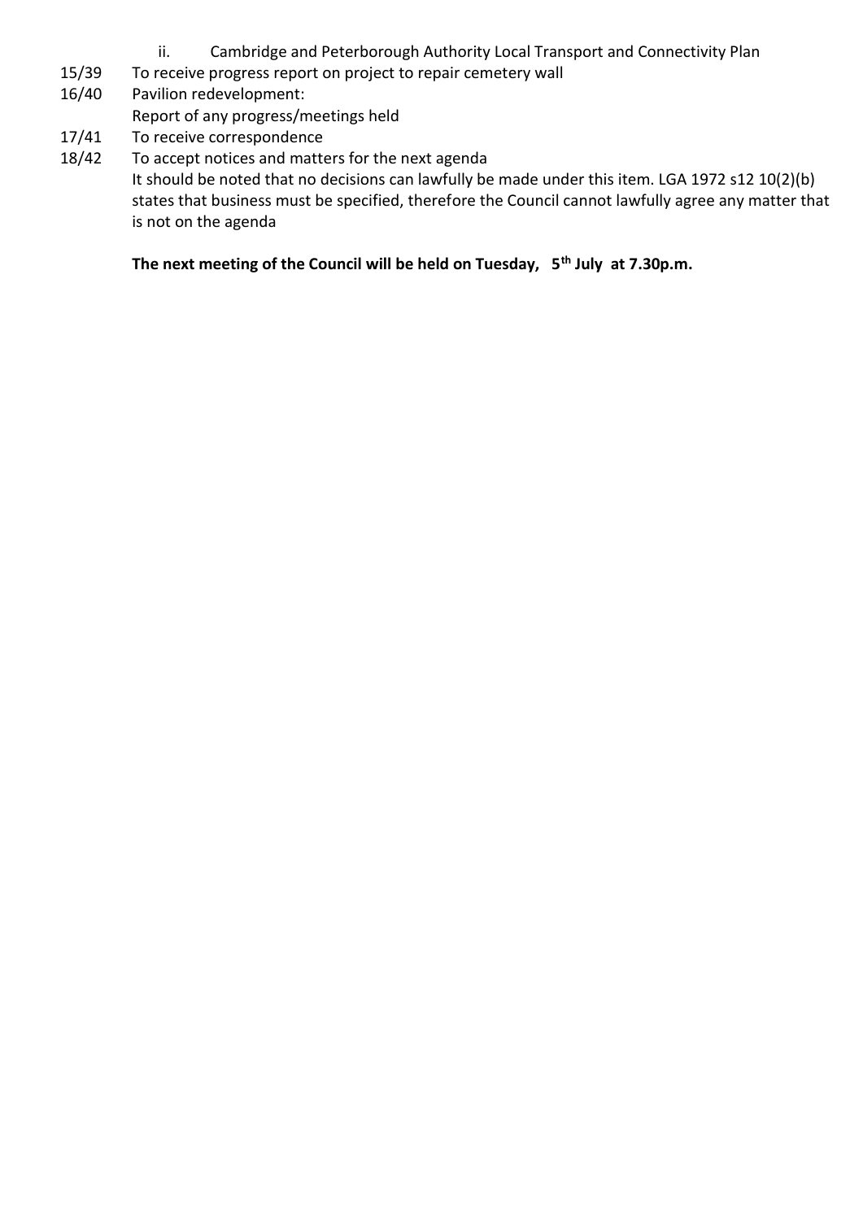ii. Cambridge and Peterborough Authority Local Transport and Connectivity Plan

15/39 To receive progress report on project to repair cemetery wall

16/40 Pavilion redevelopment:
Report of any progress/meetings held

17/41 To receive correspondence

18/42 To accept notices and matters for the next agenda
It should be noted that no decisions can lawfully be made under this item. LGA 1972 s12 10(2)(b) states that business must be specified, therefore the Council cannot lawfully agree any matter that is not on the agenda

**The next meeting of the Council will be held on Tuesday, 5th July at 7.30p.m.**